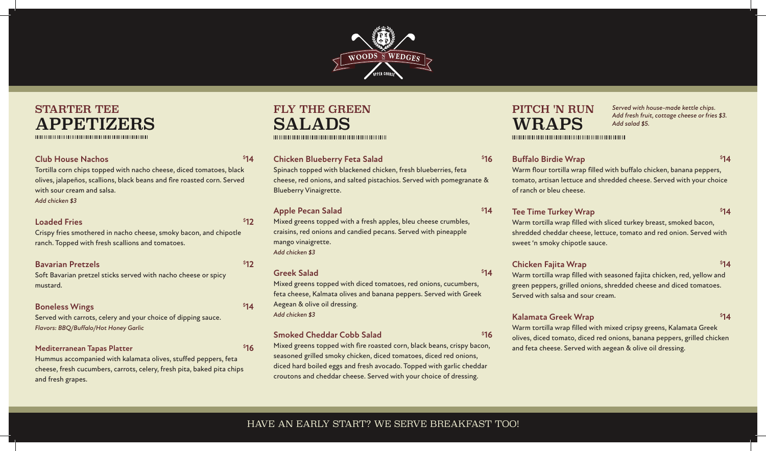WOODS N WEDGES
UPPER COURSE

## STARTER TEE
# APPETIZERS

### Club House Nachos — $14
Tortilla corn chips topped with nacho cheese, diced tomatoes, black olives, jalapeños, scallions, black beans and fire roasted corn. Served with sour cream and salsa.
*Add chicken $3*

### Loaded Fries — $12
Crispy fries smothered in nacho cheese, smoky bacon, and chipotle ranch. Topped with fresh scallions and tomatoes.

### Bavarian Pretzels — $12
Soft Bavarian pretzel sticks served with nacho cheese or spicy mustard.

### Boneless Wings — $14
Served with carrots, celery and your choice of dipping sauce.
*Flavors: BBQ/Buffalo/Hot Honey Garlic*

### Mediterranean Tapas Platter — $16
Hummus accompanied with kalamata olives, stuffed peppers, feta cheese, fresh cucumbers, carrots, celery, fresh pita, baked pita chips and fresh grapes.

## FLY THE GREEN
# SALADS

### Chicken Blueberry Feta Salad — $16
Spinach topped with blackened chicken, fresh blueberries, feta cheese, red onions, and salted pistachios. Served with pomegranate & Blueberry Vinaigrette.

### Apple Pecan Salad — $14
Mixed greens topped with a fresh apples, bleu cheese crumbles, craisins, red onions and candied pecans. Served with pineapple mango vinaigrette.
*Add chicken $3*

### Greek Salad — $14
Mixed greens topped with diced tomatoes, red onions, cucumbers, feta cheese, Kalmata olives and banana peppers. Served with Greek Aegean & olive oil dressing.
*Add chicken $3*

### Smoked Cheddar Cobb Salad — $16
Mixed greens topped with fire roasted corn, black beans, crispy bacon, seasoned grilled smoky chicken, diced tomatoes, diced red onions, diced hard boiled eggs and fresh avocado. Topped with garlic cheddar croutons and cheddar cheese. Served with your choice of dressing.

## PITCH 'N RUN
# WRAPS

*Served with house-made kettle chips. Add fresh fruit, cottage cheese or fries $3. Add salad $5.*

### Buffalo Birdie Wrap — $14
Warm flour tortilla wrap filled with buffalo chicken, banana peppers, tomato, artisan lettuce and shredded cheese. Served with your choice of ranch or bleu cheese.

### Tee Time Turkey Wrap — $14
Warm tortilla wrap filled with sliced turkey breast, smoked bacon, shredded cheddar cheese, lettuce, tomato and red onion. Served with sweet 'n smoky chipotle sauce.

### Chicken Fajita Wrap — $14
Warm tortilla wrap filled with seasoned fajita chicken, red, yellow and green peppers, grilled onions, shredded cheese and diced tomatoes. Served with salsa and sour cream.

### Kalamata Greek Wrap — $14
Warm tortilla wrap filled with mixed cipsy greens, Kalamata Greek olives, diced tomato, diced red onions, banana peppers, grilled chicken and feta cheese. Served with aegean & olive oil dressing.

HAVE AN EARLY START? WE SERVE BREAKFAST TOO!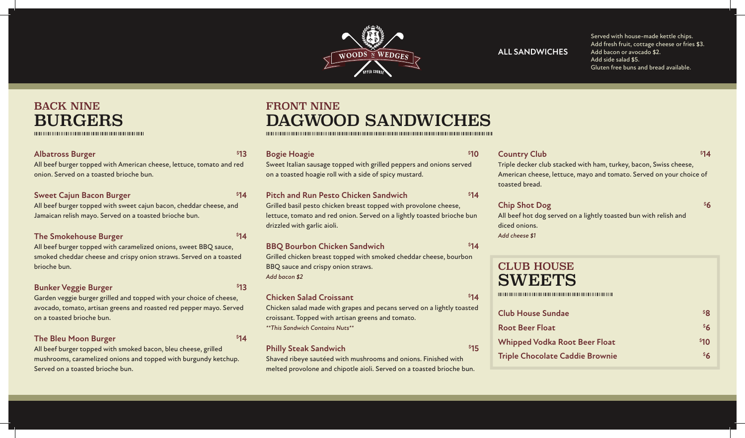WOODS N WEDGES

UPPER COURSE

**ALL SANDWICHES**

Served with house-made kettle chips.
Add fresh fruit, cottage cheese or fries $3.
Add bacon or avocado $2.
Add side salad $5.
Gluten free buns and bread available.

## BACK NINE BURGERS

**Albatross Burger** — $13
All beef burger topped with American cheese, lettuce, tomato and red onion. Served on a toasted brioche bun.

**Sweet Cajun Bacon Burger** — $14
All beef burger topped with sweet cajun bacon, cheddar cheese, and Jamaican relish mayo. Served on a toasted brioche bun.

**The Smokehouse Burger** — $14
All beef burger topped with caramelized onions, sweet BBQ sauce, smoked cheddar cheese and crispy onion straws. Served on a toasted brioche bun.

**Bunker Veggie Burger** — $13
Garden veggie burger grilled and topped with your choice of cheese, avocado, tomato, artisan greens and roasted red pepper mayo. Served on a toasted brioche bun.

**The Bleu Moon Burger** — $14
All beef burger topped with smoked bacon, bleu cheese, grilled mushrooms, caramelized onions and topped with burgundy ketchup. Served on a toasted brioche bun.

## FRONT NINE DAGWOOD SANDWICHES

**Bogie Hoagie** — $10
Sweet Italian sausage topped with grilled peppers and onions served on a toasted hoagie roll with a side of spicy mustard.

**Pitch and Run Pesto Chicken Sandwich** — $14
Grilled basil pesto chicken breast topped with provolone cheese, lettuce, tomato and red onion. Served on a lightly toasted brioche bun drizzled with garlic aioli.

**BBQ Bourbon Chicken Sandwich** — $14
Grilled chicken breast topped with smoked cheddar cheese, bourbon BBQ sauce and crispy onion straws.
*Add bacon $2*

**Chicken Salad Croissant** — $14
Chicken salad made with grapes and pecans served on a lightly toasted croissant. Topped with artisan greens and tomato.
*\*\*This Sandwich Contains Nuts\*\**

**Philly Steak Sandwich** — $15
Shaved ribeye sautéed with mushrooms and onions. Finished with melted provolone and chipotle aioli. Served on a toasted brioche bun.

**Country Club** — $14
Triple decker club stacked with ham, turkey, bacon, Swiss cheese, American cheese, lettuce, mayo and tomato. Served on your choice of toasted bread.

**Chip Shot Dog** — $6
All beef hot dog served on a lightly toasted bun with relish and diced onions.
*Add cheese $1*

## CLUB HOUSE SWEETS

**Club House Sundae** — $8

**Root Beer Float** — $6

**Whipped Vodka Root Beer Float** — $10

**Triple Chocolate Caddie Brownie** — $6